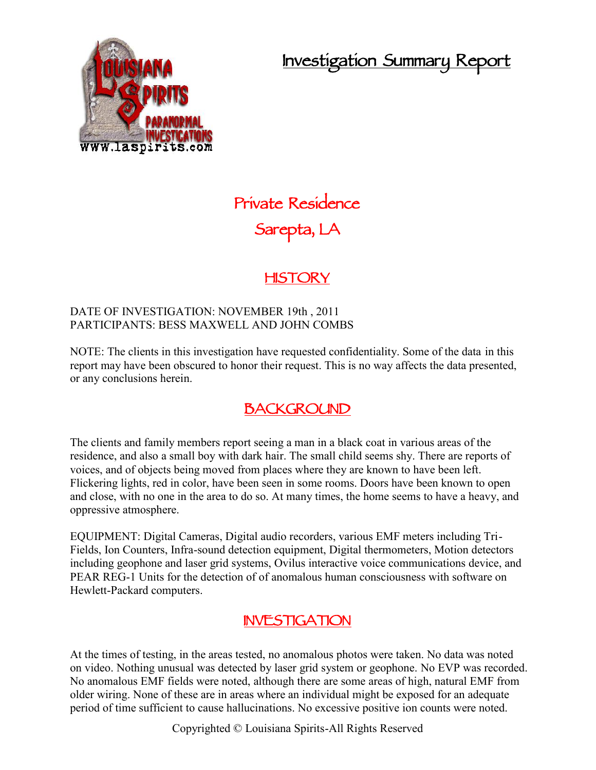# Investigation Summary Report

## Private Residence
## Sarepta, LA

## HISTORY

DATE OF INVESTIGATION: NOVEMBER 19th , 2011
PARTICIPANTS: BESS MAXWELL AND JOHN COMBS

NOTE: The clients in this investigation have requested confidentiality. Some of the data in this report may have been obscured to honor their request. This is no way affects the data presented, or any conclusions herein.

## BACKGROUND

The clients and family members report seeing a man in a black coat in various areas of the residence, and also a small boy with dark hair. The small child seems shy. There are reports of voices, and of objects being moved from places where they are known to have been left. Flickering lights, red in color, have been seen in some rooms. Doors have been known to open and close, with no one in the area to do so. At many times, the home seems to have a heavy, and oppressive atmosphere.

EQUIPMENT: Digital Cameras, Digital audio recorders, various EMF meters including Tri-Fields, Ion Counters, Infra-sound detection equipment, Digital thermometers, Motion detectors including geophone and laser grid systems, Ovilus interactive voice communications device, and PEAR REG-1 Units for the detection of of anomalous human consciousness with software on Hewlett-Packard computers.

## INVESTIGATION

At the times of testing, in the areas tested, no anomalous photos were taken. No data was noted on video. Nothing unusual was detected by laser grid system or geophone. No EVP was recorded. No anomalous EMF fields were noted, although there are some areas of high, natural EMF from older wiring. None of these are in areas where an individual might be exposed for an adequate period of time sufficient to cause hallucinations. No excessive positive ion counts were noted.

Copyrighted © Louisiana Spirits-All Rights Reserved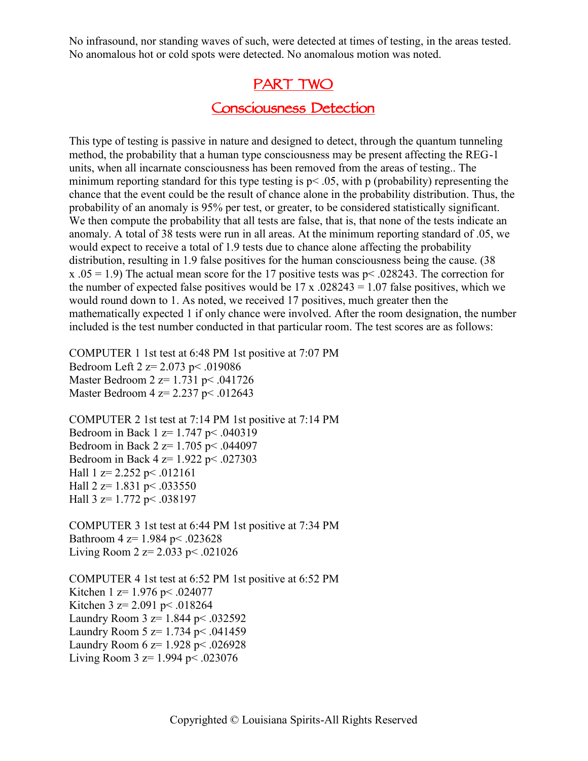No infrasound, nor standing waves of such, were detected at times of testing, in the areas tested. No anomalous hot or cold spots were detected. No anomalous motion was noted.

## PART TWO

## Consciousness Detection

This type of testing is passive in nature and designed to detect, through the quantum tunneling method, the probability that a human type consciousness may be present affecting the REG-1 units, when all incarnate consciousness has been removed from the areas of testing.. The minimum reporting standard for this type testing is $p < .05$, with p (probability) representing the chance that the event could be the result of chance alone in the probability distribution. Thus, the probability of an anomaly is 95% per test, or greater, to be considered statistically significant. We then compute the probability that all tests are false, that is, that none of the tests indicate an anomaly. A total of 38 tests were run in all areas. At the minimum reporting standard of .05, we would expect to receive a total of 1.9 tests due to chance alone affecting the probability distribution, resulting in 1.9 false positives for the human consciousness being the cause. ($38 \times .05 = 1.9$) The actual mean score for the 17 positive tests was $p < .028243$. The correction for the number of expected false positives would be $17 \times .028243 = 1.07$ false positives, which we would round down to 1. As noted, we received 17 positives, much greater then the mathematically expected 1 if only chance were involved. After the room designation, the number included is the test number conducted in that particular room. The test scores are as follows:

COMPUTER 1 1st test at 6:48 PM 1st positive at 7:07 PM
Bedroom Left 2 $z= 2.073$ $p< .019086$
Master Bedroom 2 $z= 1.731$ $p< .041726$
Master Bedroom 4 $z= 2.237$ $p< .012643$

COMPUTER 2 1st test at 7:14 PM 1st positive at 7:14 PM
Bedroom in Back 1 $z= 1.747$ $p< .040319$
Bedroom in Back 2 $z= 1.705$ $p< .044097$
Bedroom in Back 4 $z= 1.922$ $p< .027303$
Hall 1 $z= 2.252$ $p< .012161$
Hall 2 $z= 1.831$ $p< .033550$
Hall 3 $z= 1.772$ $p< .038197$

COMPUTER 3 1st test at 6:44 PM 1st positive at 7:34 PM
Bathroom 4 $z= 1.984$ $p< .023628$
Living Room 2 $z= 2.033$ $p< .021026$

COMPUTER 4 1st test at 6:52 PM 1st positive at 6:52 PM
Kitchen 1 $z= 1.976$ $p< .024077$
Kitchen 3 $z= 2.091$ $p< .018264$
Laundry Room 3 $z= 1.844$ $p< .032592$
Laundry Room 5 $z= 1.734$ $p< .041459$
Laundry Room 6 $z= 1.928$ $p< .026928$
Living Room 3 $z= 1.994$ $p< .023076$

Copyrighted © Louisiana Spirits-All Rights Reserved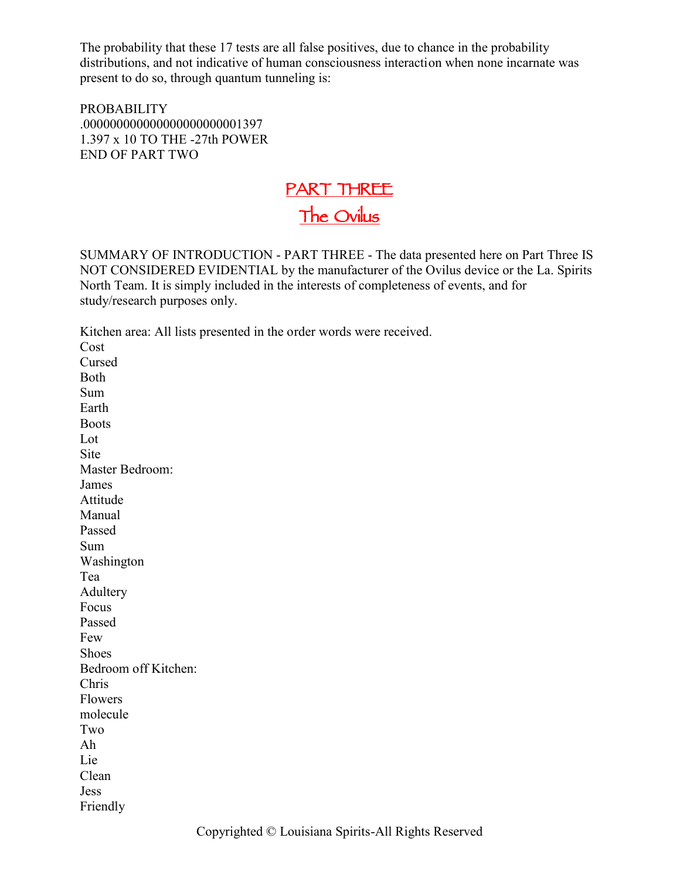The probability that these 17 tests are all false positives, due to chance in the probability distributions, and not indicative of human consciousness interaction when none incarnate was present to do so, through quantum tunneling is:

PROBABILITY
.000000000000000000000001397
1.397 x 10 TO THE -27th POWER
END OF PART TWO

# PART THREE

## The Ovilus

SUMMARY OF INTRODUCTION - PART THREE - The data presented here on Part Three IS NOT CONSIDERED EVIDENTIAL by the manufacturer of the Ovilus device or the La. Spirits North Team. It is simply included in the interests of completeness of events, and for study/research purposes only.

Kitchen area: All lists presented in the order words were received.
Cost
Cursed
Both
Sum
Earth
Boots
Lot
Site
Master Bedroom:
James
Attitude
Manual
Passed
Sum
Washington
Tea
Adultery
Focus
Passed
Few
Shoes
Bedroom off Kitchen:
Chris
Flowers
molecule
Two
Ah
Lie
Clean
Jess
Friendly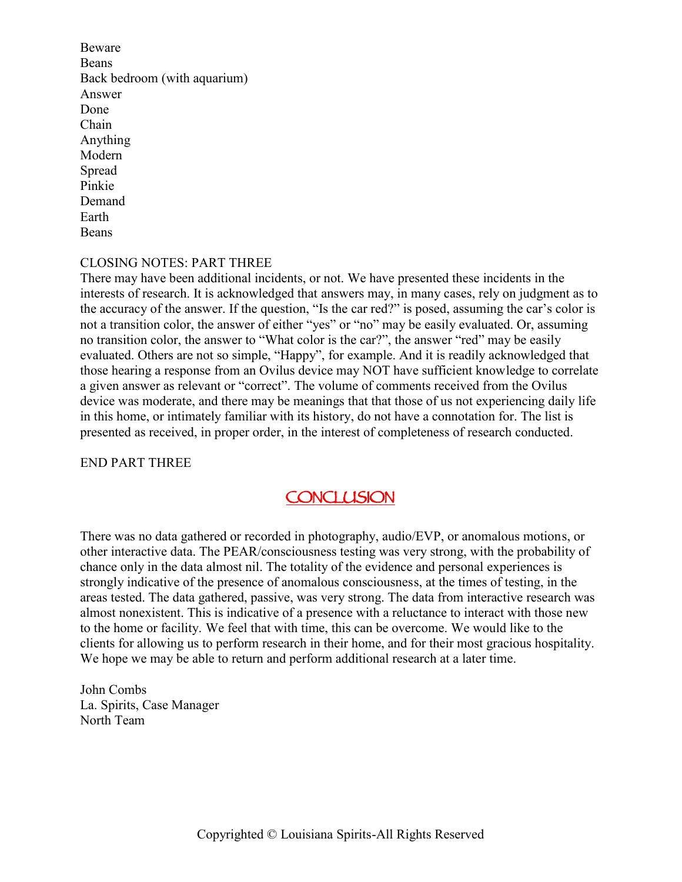Beware
Beans
Back bedroom (with aquarium)
Answer
Done
Chain
Anything
Modern
Spread
Pinkie
Demand
Earth
Beans

CLOSING NOTES: PART THREE
There may have been additional incidents, or not. We have presented these incidents in the interests of research. It is acknowledged that answers may, in many cases, rely on judgment as to the accuracy of the answer. If the question, "Is the car red?" is posed, assuming the car's color is not a transition color, the answer of either "yes" or "no" may be easily evaluated. Or, assuming no transition color, the answer to "What color is the car?", the answer "red" may be easily evaluated. Others are not so simple, "Happy", for example. And it is readily acknowledged that those hearing a response from an Ovilus device may NOT have sufficient knowledge to correlate a given answer as relevant or "correct". The volume of comments received from the Ovilus device was moderate, and there may be meanings that that those of us not experiencing daily life in this home, or intimately familiar with its history, do not have a connotation for. The list is presented as received, in proper order, in the interest of completeness of research conducted.

END PART THREE

## CONCLUSION

There was no data gathered or recorded in photography, audio/EVP, or anomalous motions, or other interactive data. The PEAR/consciousness testing was very strong, with the probability of chance only in the data almost nil. The totality of the evidence and personal experiences is strongly indicative of the presence of anomalous consciousness, at the times of testing, in the areas tested. The data gathered, passive, was very strong. The data from interactive research was almost nonexistent. This is indicative of a presence with a reluctance to interact with those new to the home or facility. We feel that with time, this can be overcome. We would like to the clients for allowing us to perform research in their home, and for their most gracious hospitality. We hope we may be able to return and perform additional research at a later time.

John Combs
La. Spirits, Case Manager
North Team